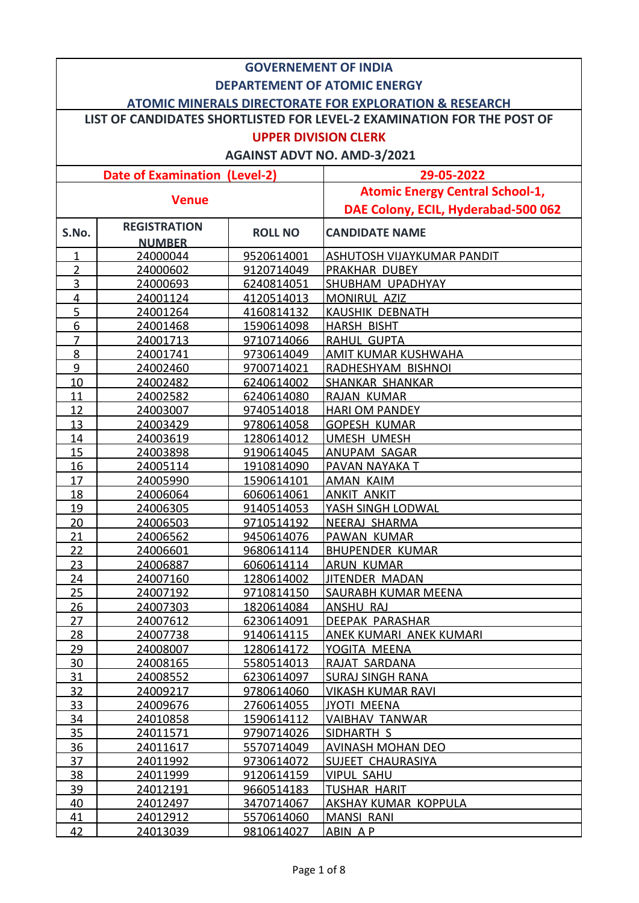# GOVERNEMENT OF INDIA

## DEPARTEMENT OF ATOMIC ENERGY

## ATOMIC MINERALS DIRECTORATE FOR EXPLORATION & RESEARCH

### LIST OF CANDIDATES SHORTLISTED FOR LEVEL-2 EXAMINATION FOR THE POST OF UPPER DIVISION CLERK

### AGAINST ADVT NO. AMD-3/2021

| Date of Examination (Level-2) | 29-05-2022 |
|---|---|
| Venue | Atomic Energy Central School-1, DAE Colony, ECIL, Hyderabad-500 062 |

| S.No. | REGISTRATION NUMBER | ROLL NO | CANDIDATE NAME |
|---|---|---|---|
| 1 | 24000044 | 9520614001 | ASHUTOSH VIJAYKUMAR PANDIT |
| 2 | 24000602 | 9120714049 | PRAKHAR DUBEY |
| 3 | 24000693 | 6240814051 | SHUBHAM UPADHYAY |
| 4 | 24001124 | 4120514013 | MONIRUL AZIZ |
| 5 | 24001264 | 4160814132 | KAUSHIK DEBNATH |
| 6 | 24001468 | 1590614098 | HARSH BISHT |
| 7 | 24001713 | 9710714066 | RAHUL GUPTA |
| 8 | 24001741 | 9730614049 | AMIT KUMAR KUSHWAHA |
| 9 | 24002460 | 9700714021 | RADHESHYAM BISHNOI |
| 10 | 24002482 | 6240614002 | SHANKAR SHANKAR |
| 11 | 24002582 | 6240614080 | RAJAN KUMAR |
| 12 | 24003007 | 9740514018 | HARI OM PANDEY |
| 13 | 24003429 | 9780614058 | GOPESH KUMAR |
| 14 | 24003619 | 1280614012 | UMESH UMESH |
| 15 | 24003898 | 9190614045 | ANUPAM SAGAR |
| 16 | 24005114 | 1910814090 | PAVAN NAYAKA T |
| 17 | 24005990 | 1590614101 | AMAN KAIM |
| 18 | 24006064 | 6060614061 | ANKIT ANKIT |
| 19 | 24006305 | 9140514053 | YASH SINGH LODWAL |
| 20 | 24006503 | 9710514192 | NEERAJ SHARMA |
| 21 | 24006562 | 9450614076 | PAWAN KUMAR |
| 22 | 24006601 | 9680614114 | BHUPENDER KUMAR |
| 23 | 24006887 | 6060614114 | ARUN KUMAR |
| 24 | 24007160 | 1280614002 | JITENDER MADAN |
| 25 | 24007192 | 9710814150 | SAURABH KUMAR MEENA |
| 26 | 24007303 | 1820614084 | ANSHU RAJ |
| 27 | 24007612 | 6230614091 | DEEPAK PARASHAR |
| 28 | 24007738 | 9140614115 | ANEK KUMARI ANEK KUMARI |
| 29 | 24008007 | 1280614172 | YOGITA MEENA |
| 30 | 24008165 | 5580514013 | RAJAT SARDANA |
| 31 | 24008552 | 6230614097 | SURAJ SINGH RANA |
| 32 | 24009217 | 9780614060 | VIKASH KUMAR RAVI |
| 33 | 24009676 | 2760614055 | JYOTI MEENA |
| 34 | 24010858 | 1590614112 | VAIBHAV TANWAR |
| 35 | 24011571 | 9790714026 | SIDHARTH S |
| 36 | 24011617 | 5570714049 | AVINASH MOHAN DEO |
| 37 | 24011992 | 9730614072 | SUJEET CHAURASIYA |
| 38 | 24011999 | 9120614159 | VIPUL SAHU |
| 39 | 24012191 | 9660514183 | TUSHAR HARIT |
| 40 | 24012497 | 3470714067 | AKSHAY KUMAR KOPPULA |
| 41 | 24012912 | 5570614060 | MANSI RANI |
| 42 | 24013039 | 9810614027 | ABIN A P |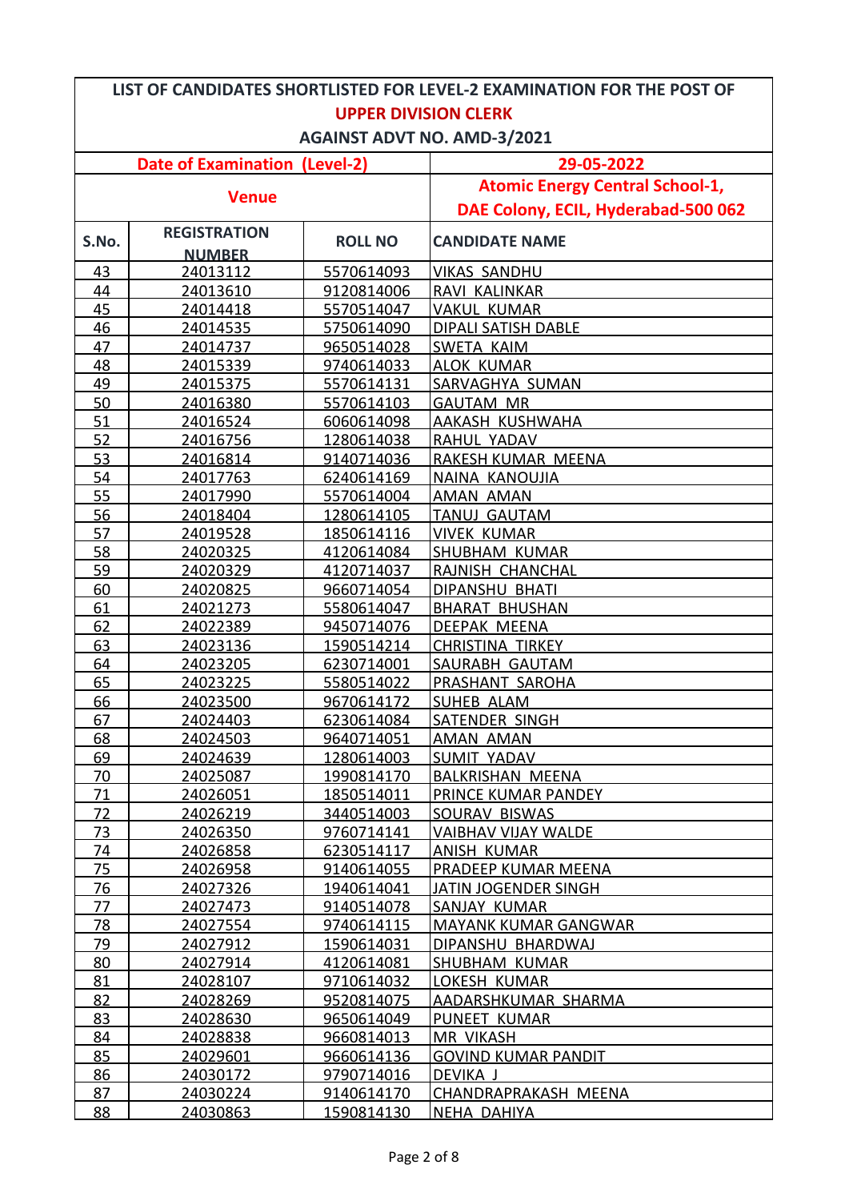# LIST OF CANDIDATES SHORTLISTED FOR LEVEL-2 EXAMINATION FOR THE POST OF

## UPPER DIVISION CLERK

### AGAINST ADVT NO. AMD-3/2021

| Date of Examination (Level-2) | 29-05-2022 |
|---|---|
| Venue | Atomic Energy Central School-1, DAE Colony, ECIL, Hyderabad-500 062 |

| S.No. | REGISTRATION NUMBER | ROLL NO | CANDIDATE NAME |
|---|---|---|---|
| 43 | 24013112 | 5570614093 | VIKAS SANDHU |
| 44 | 24013610 | 9120814006 | RAVI KALINKAR |
| 45 | 24014418 | 5570514047 | VAKUL KUMAR |
| 46 | 24014535 | 5750614090 | DIPALI SATISH DABLE |
| 47 | 24014737 | 9650514028 | SWETA KAIM |
| 48 | 24015339 | 9740614033 | ALOK KUMAR |
| 49 | 24015375 | 5570614131 | SARVAGHYA SUMAN |
| 50 | 24016380 | 5570614103 | GAUTAM MR |
| 51 | 24016524 | 6060614098 | AAKASH KUSHWAHA |
| 52 | 24016756 | 1280614038 | RAHUL YADAV |
| 53 | 24016814 | 9140714036 | RAKESH KUMAR MEENA |
| 54 | 24017763 | 6240614169 | NAINA KANOUJIA |
| 55 | 24017990 | 5570614004 | AMAN AMAN |
| 56 | 24018404 | 1280614105 | TANUJ GAUTAM |
| 57 | 24019528 | 1850614116 | VIVEK KUMAR |
| 58 | 24020325 | 4120614084 | SHUBHAM KUMAR |
| 59 | 24020329 | 4120714037 | RAJNISH CHANCHAL |
| 60 | 24020825 | 9660714054 | DIPANSHU BHATI |
| 61 | 24021273 | 5580614047 | BHARAT BHUSHAN |
| 62 | 24022389 | 9450714076 | DEEPAK MEENA |
| 63 | 24023136 | 1590514214 | CHRISTINA TIRKEY |
| 64 | 24023205 | 6230714001 | SAURABH GAUTAM |
| 65 | 24023225 | 5580514022 | PRASHANT SAROHA |
| 66 | 24023500 | 9670614172 | SUHEB ALAM |
| 67 | 24024403 | 6230614084 | SATENDER SINGH |
| 68 | 24024503 | 9640714051 | AMAN AMAN |
| 69 | 24024639 | 1280614003 | SUMIT YADAV |
| 70 | 24025087 | 1990814170 | BALKRISHAN MEENA |
| 71 | 24026051 | 1850514011 | PRINCE KUMAR PANDEY |
| 72 | 24026219 | 3440514003 | SOURAV BISWAS |
| 73 | 24026350 | 9760714141 | VAIBHAV VIJAY WALDE |
| 74 | 24026858 | 6230514117 | ANISH KUMAR |
| 75 | 24026958 | 9140614055 | PRADEEP KUMAR MEENA |
| 76 | 24027326 | 1940614041 | JATIN JOGENDER SINGH |
| 77 | 24027473 | 9140514078 | SANJAY KUMAR |
| 78 | 24027554 | 9740614115 | MAYANK KUMAR GANGWAR |
| 79 | 24027912 | 1590614031 | DIPANSHU BHARDWAJ |
| 80 | 24027914 | 4120614081 | SHUBHAM KUMAR |
| 81 | 24028107 | 9710614032 | LOKESH KUMAR |
| 82 | 24028269 | 9520814075 | AADARSHKUMAR SHARMA |
| 83 | 24028630 | 9650614049 | PUNEET KUMAR |
| 84 | 24028838 | 9660814013 | MR VIKASH |
| 85 | 24029601 | 9660614136 | GOVIND KUMAR PANDIT |
| 86 | 24030172 | 9790714016 | DEVIKA J |
| 87 | 24030224 | 9140614170 | CHANDRAPRAKASH MEENA |
| 88 | 24030863 | 1590814130 | NEHA DAHIYA |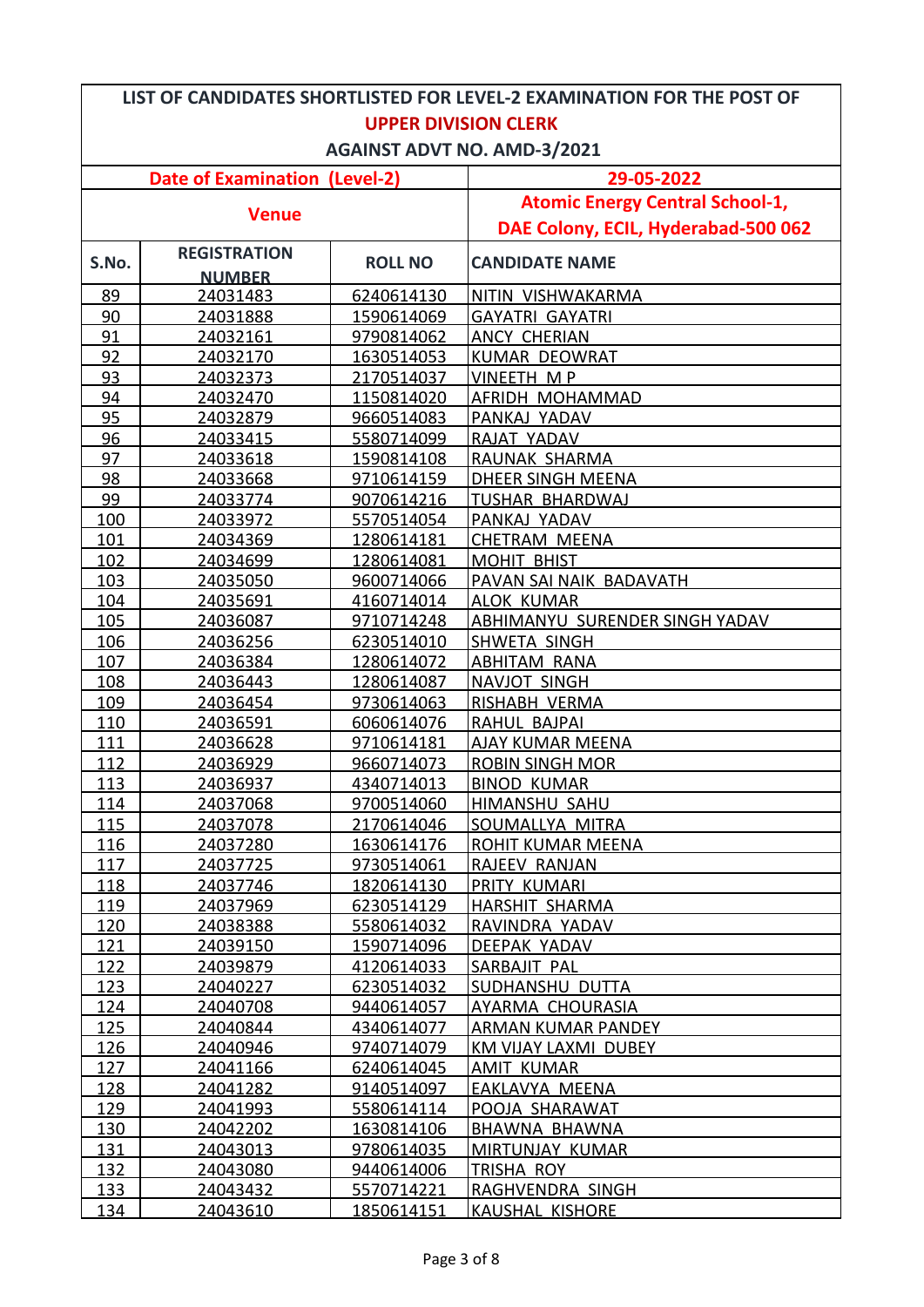# LIST OF CANDIDATES SHORTLISTED FOR LEVEL-2 EXAMINATION FOR THE POST OF UPPER DIVISION CLERK

## AGAINST ADVT NO. AMD-3/2021

| Date of Examination (Level-2) | | | 29-05-2022 |
|---|---|---|---|
| Venue | | | Atomic Energy Central School-1, DAE Colony, ECIL, Hyderabad-500 062 |
| **S.No.** | **REGISTRATION NUMBER** | **ROLL NO** | **CANDIDATE NAME** |
| 89 | 24031483 | 6240614130 | NITIN VISHWAKARMA |
| 90 | 24031888 | 1590614069 | GAYATRI GAYATRI |
| 91 | 24032161 | 9790814062 | ANCY CHERIAN |
| 92 | 24032170 | 1630514053 | KUMAR DEOWRAT |
| 93 | 24032373 | 2170514037 | VINEETH M P |
| 94 | 24032470 | 1150814020 | AFRIDH MOHAMMAD |
| 95 | 24032879 | 9660514083 | PANKAJ YADAV |
| 96 | 24033415 | 5580714099 | RAJAT YADAV |
| 97 | 24033618 | 1590814108 | RAUNAK SHARMA |
| 98 | 24033668 | 9710614159 | DHEER SINGH MEENA |
| 99 | 24033774 | 9070614216 | TUSHAR BHARDWAJ |
| 100 | 24033972 | 5570514054 | PANKAJ YADAV |
| 101 | 24034369 | 1280614181 | CHETRAM MEENA |
| 102 | 24034699 | 1280614081 | MOHIT BHIST |
| 103 | 24035050 | 9600714066 | PAVAN SAI NAIK BADAVATH |
| 104 | 24035691 | 4160714014 | ALOK KUMAR |
| 105 | 24036087 | 9710714248 | ABHIMANYU SURENDER SINGH YADAV |
| 106 | 24036256 | 6230514010 | SHWETA SINGH |
| 107 | 24036384 | 1280614072 | ABHITAM RANA |
| 108 | 24036443 | 1280614087 | NAVJOT SINGH |
| 109 | 24036454 | 9730614063 | RISHABH VERMA |
| 110 | 24036591 | 6060614076 | RAHUL BAJPAI |
| 111 | 24036628 | 9710614181 | AJAY KUMAR MEENA |
| 112 | 24036929 | 9660714073 | ROBIN SINGH MOR |
| 113 | 24036937 | 4340714013 | BINOD KUMAR |
| 114 | 24037068 | 9700514060 | HIMANSHU SAHU |
| 115 | 24037078 | 2170614046 | SOUMALLYA MITRA |
| 116 | 24037280 | 1630614176 | ROHIT KUMAR MEENA |
| 117 | 24037725 | 9730514061 | RAJEEV RANJAN |
| 118 | 24037746 | 1820614130 | PRITY KUMARI |
| 119 | 24037969 | 6230514129 | HARSHIT SHARMA |
| 120 | 24038388 | 5580614032 | RAVINDRA YADAV |
| 121 | 24039150 | 1590714096 | DEEPAK YADAV |
| 122 | 24039879 | 4120614033 | SARBAJIT PAL |
| 123 | 24040227 | 6230514032 | SUDHANSHU DUTTA |
| 124 | 24040708 | 9440614057 | AYARMA CHOURASIA |
| 125 | 24040844 | 4340614077 | ARMAN KUMAR PANDEY |
| 126 | 24040946 | 9740714079 | KM VIJAY LAXMI DUBEY |
| 127 | 24041166 | 6240614045 | AMIT KUMAR |
| 128 | 24041282 | 9140514097 | EAKLAVYA MEENA |
| 129 | 24041993 | 5580614114 | POOJA SHARAWAT |
| 130 | 24042202 | 1630814106 | BHAWNA BHAWNA |
| 131 | 24043013 | 9780614035 | MIRTUNJAY KUMAR |
| 132 | 24043080 | 9440614006 | TRISHA ROY |
| 133 | 24043432 | 5570714221 | RAGHVENDRA SINGH |
| 134 | 24043610 | 1850614151 | KAUSHAL KISHORE |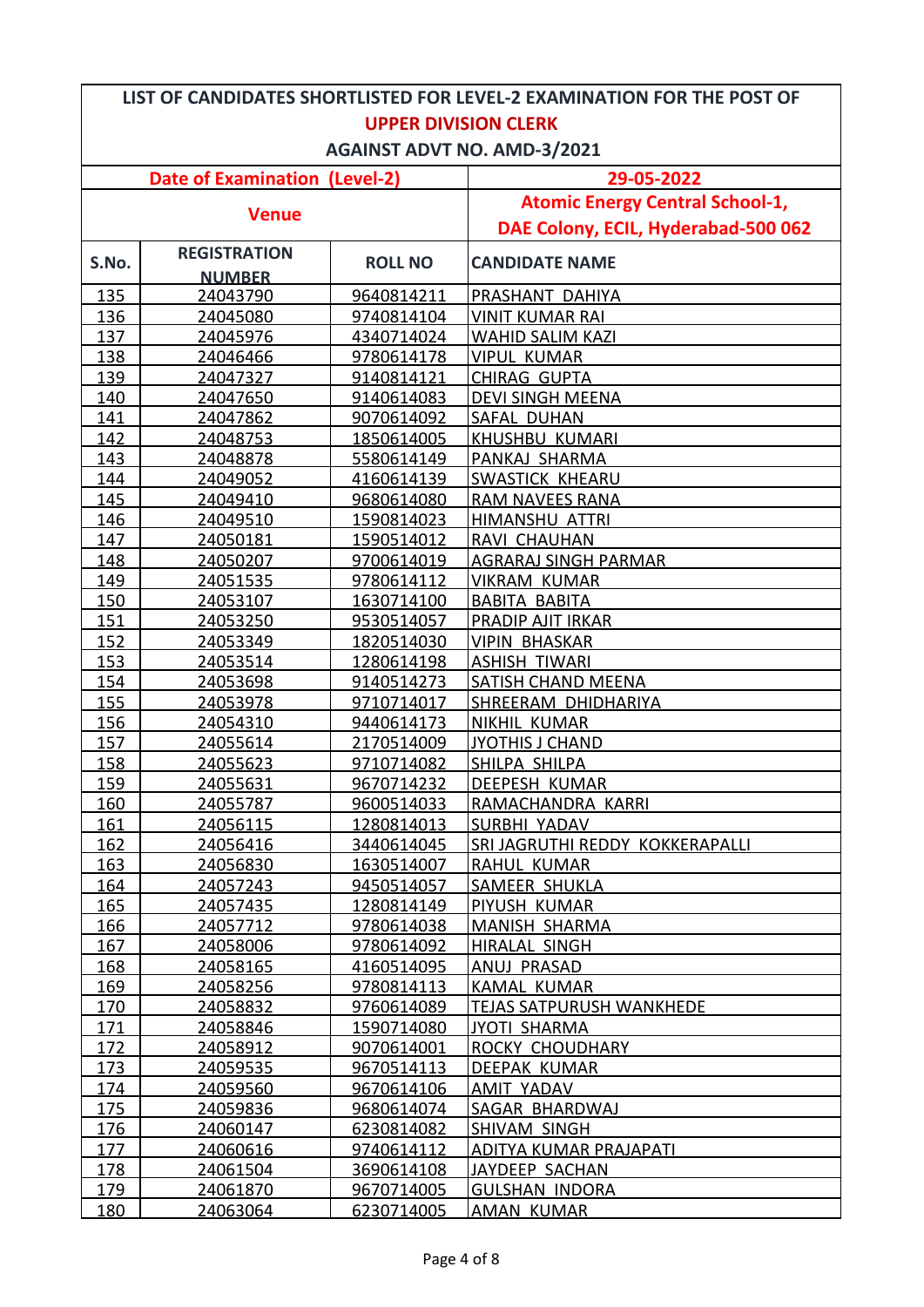# LIST OF CANDIDATES SHORTLISTED FOR LEVEL-2 EXAMINATION FOR THE POST OF

## UPPER DIVISION CLERK

### AGAINST ADVT NO. AMD-3/2021

| **Date of Examination (Level-2)** | **29-05-2022** |
|---|---|
| **Venue** | **Atomic Energy Central School-1, DAE Colony, ECIL, Hyderabad-500 062** |

| S.No. | REGISTRATION NUMBER | ROLL NO | CANDIDATE NAME |
|---|---|---|---|
| 135 | 24043790 | 9640814211 | PRASHANT DAHIYA |
| 136 | 24045080 | 9740814104 | VINIT KUMAR RAI |
| 137 | 24045976 | 4340714024 | WAHID SALIM KAZI |
| 138 | 24046466 | 9780614178 | VIPUL KUMAR |
| 139 | 24047327 | 9140814121 | CHIRAG GUPTA |
| 140 | 24047650 | 9140614083 | DEVI SINGH MEENA |
| 141 | 24047862 | 9070614092 | SAFAL DUHAN |
| 142 | 24048753 | 1850614005 | KHUSHBU KUMARI |
| 143 | 24048878 | 5580614149 | PANKAJ SHARMA |
| 144 | 24049052 | 4160614139 | SWASTICK KHEARU |
| 145 | 24049410 | 9680614080 | RAM NAVEES RANA |
| 146 | 24049510 | 1590814023 | HIMANSHU ATTRI |
| 147 | 24050181 | 1590514012 | RAVI CHAUHAN |
| 148 | 24050207 | 9700614019 | AGRARAJ SINGH PARMAR |
| 149 | 24051535 | 9780614112 | VIKRAM KUMAR |
| 150 | 24053107 | 1630714100 | BABITA BABITA |
| 151 | 24053250 | 9530514057 | PRADIP AJIT IRKAR |
| 152 | 24053349 | 1820514030 | VIPIN BHASKAR |
| 153 | 24053514 | 1280614198 | ASHISH TIWARI |
| 154 | 24053698 | 9140514273 | SATISH CHAND MEENA |
| 155 | 24053978 | 9710714017 | SHREERAM DHIDHARIYA |
| 156 | 24054310 | 9440614173 | NIKHIL KUMAR |
| 157 | 24055614 | 2170514009 | JYOTHIS J CHAND |
| 158 | 24055623 | 9710714082 | SHILPA SHILPA |
| 159 | 24055631 | 9670714232 | DEEPESH KUMAR |
| 160 | 24055787 | 9600514033 | RAMACHANDRA KARRI |
| 161 | 24056115 | 1280814013 | SURBHI YADAV |
| 162 | 24056416 | 3440614045 | SRI JAGRUTHI REDDY KOKKERAPALLI |
| 163 | 24056830 | 1630514007 | RAHUL KUMAR |
| 164 | 24057243 | 9450514057 | SAMEER SHUKLA |
| 165 | 24057435 | 1280814149 | PIYUSH KUMAR |
| 166 | 24057712 | 9780614038 | MANISH SHARMA |
| 167 | 24058006 | 9780614092 | HIRALAL SINGH |
| 168 | 24058165 | 4160514095 | ANUJ PRASAD |
| 169 | 24058256 | 9780814113 | KAMAL KUMAR |
| 170 | 24058832 | 9760614089 | TEJAS SATPURUSH WANKHEDE |
| 171 | 24058846 | 1590714080 | JYOTI SHARMA |
| 172 | 24058912 | 9070614001 | ROCKY CHOUDHARY |
| 173 | 24059535 | 9670514113 | DEEPAK KUMAR |
| 174 | 24059560 | 9670614106 | AMIT YADAV |
| 175 | 24059836 | 9680614074 | SAGAR BHARDWAJ |
| 176 | 24060147 | 6230814082 | SHIVAM SINGH |
| 177 | 24060616 | 9740614112 | ADITYA KUMAR PRAJAPATI |
| 178 | 24061504 | 3690614108 | JAYDEEP SACHAN |
| 179 | 24061870 | 9670714005 | GULSHAN INDORA |
| 180 | 24063064 | 6230714005 | AMAN KUMAR |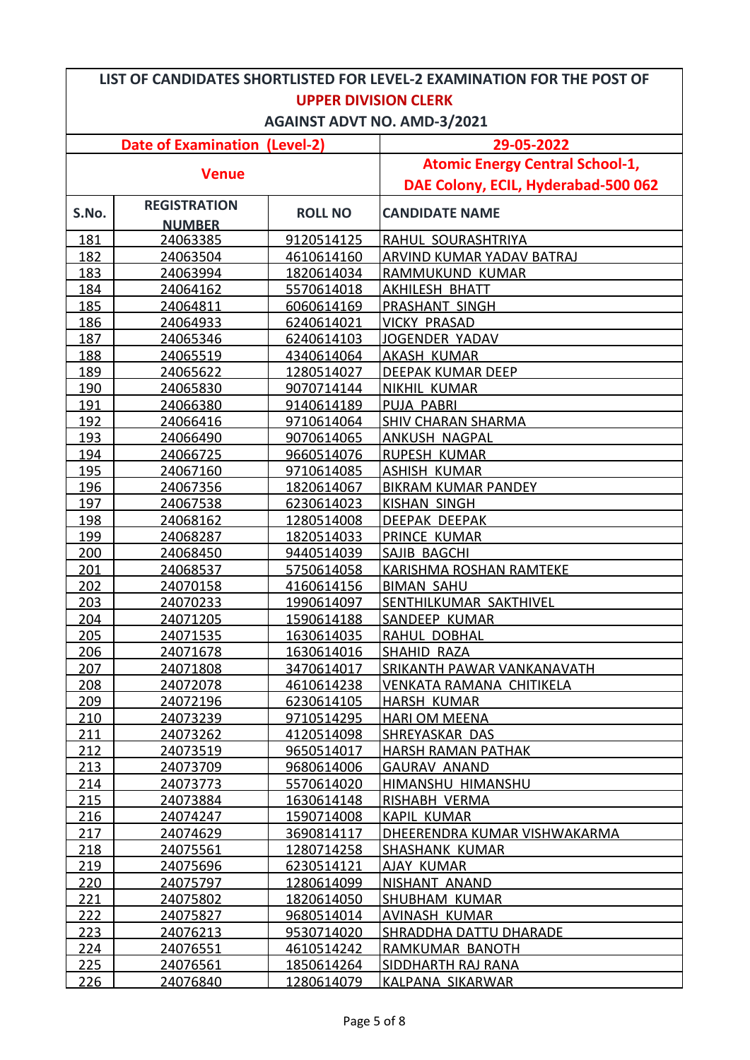# LIST OF CANDIDATES SHORTLISTED FOR LEVEL-2 EXAMINATION FOR THE POST OF

## UPPER DIVISION CLERK

### AGAINST ADVT NO. AMD-3/2021

| Date of Examination (Level-2) | 29-05-2022 |
| --- | --- |
| Venue | Atomic Energy Central School-1, DAE Colony, ECIL, Hyderabad-500 062 |

| S.No. | REGISTRATION NUMBER | ROLL NO | CANDIDATE NAME |
| --- | --- | --- | --- |
| 181 | 24063385 | 9120514125 | RAHUL SOURASHTRIYA |
| 182 | 24063504 | 4610614160 | ARVIND KUMAR YADAV BATRAJ |
| 183 | 24063994 | 1820614034 | RAMMUKUND KUMAR |
| 184 | 24064162 | 5570614018 | AKHILESH BHATT |
| 185 | 24064811 | 6060614169 | PRASHANT SINGH |
| 186 | 24064933 | 6240614021 | VICKY PRASAD |
| 187 | 24065346 | 6240614103 | JOGENDER YADAV |
| 188 | 24065519 | 4340614064 | AKASH KUMAR |
| 189 | 24065622 | 1280514027 | DEEPAK KUMAR DEEP |
| 190 | 24065830 | 9070714144 | NIKHIL KUMAR |
| 191 | 24066380 | 9140614189 | PUJA PABRI |
| 192 | 24066416 | 9710614064 | SHIV CHARAN SHARMA |
| 193 | 24066490 | 9070614065 | ANKUSH NAGPAL |
| 194 | 24066725 | 9660514076 | RUPESH KUMAR |
| 195 | 24067160 | 9710614085 | ASHISH KUMAR |
| 196 | 24067356 | 1820614067 | BIKRAM KUMAR PANDEY |
| 197 | 24067538 | 6230614023 | KISHAN SINGH |
| 198 | 24068162 | 1280514008 | DEEPAK DEEPAK |
| 199 | 24068287 | 1820514033 | PRINCE KUMAR |
| 200 | 24068450 | 9440514039 | SAJIB BAGCHI |
| 201 | 24068537 | 5750614058 | KARISHMA ROSHAN RAMTEKE |
| 202 | 24070158 | 4160614156 | BIMAN SAHU |
| 203 | 24070233 | 1990614097 | SENTHILKUMAR SAKTHIVEL |
| 204 | 24071205 | 1590614188 | SANDEEP KUMAR |
| 205 | 24071535 | 1630614035 | RAHUL DOBHAL |
| 206 | 24071678 | 1630614016 | SHAHID RAZA |
| 207 | 24071808 | 3470614017 | SRIKANTH PAWAR VANKANAVATH |
| 208 | 24072078 | 4610614238 | VENKATA RAMANA CHITIKELA |
| 209 | 24072196 | 6230614105 | HARSH KUMAR |
| 210 | 24073239 | 9710514295 | HARI OM MEENA |
| 211 | 24073262 | 4120514098 | SHREYASKAR DAS |
| 212 | 24073519 | 9650514017 | HARSH RAMAN PATHAK |
| 213 | 24073709 | 9680614006 | GAURAV ANAND |
| 214 | 24073773 | 5570614020 | HIMANSHU HIMANSHU |
| 215 | 24073884 | 1630614148 | RISHABH VERMA |
| 216 | 24074247 | 1590714008 | KAPIL KUMAR |
| 217 | 24074629 | 3690814117 | DHEERENDRA KUMAR VISHWAKARMA |
| 218 | 24075561 | 1280714258 | SHASHANK KUMAR |
| 219 | 24075696 | 6230514121 | AJAY KUMAR |
| 220 | 24075797 | 1280614099 | NISHANT ANAND |
| 221 | 24075802 | 1820614050 | SHUBHAM KUMAR |
| 222 | 24075827 | 9680514014 | AVINASH KUMAR |
| 223 | 24076213 | 9530714020 | SHRADDHA DATTU DHARADE |
| 224 | 24076551 | 4610514242 | RAMKUMAR BANOTH |
| 225 | 24076561 | 1850614264 | SIDDHARTH RAJ RANA |
| 226 | 24076840 | 1280614079 | KALPANA SIKARWAR |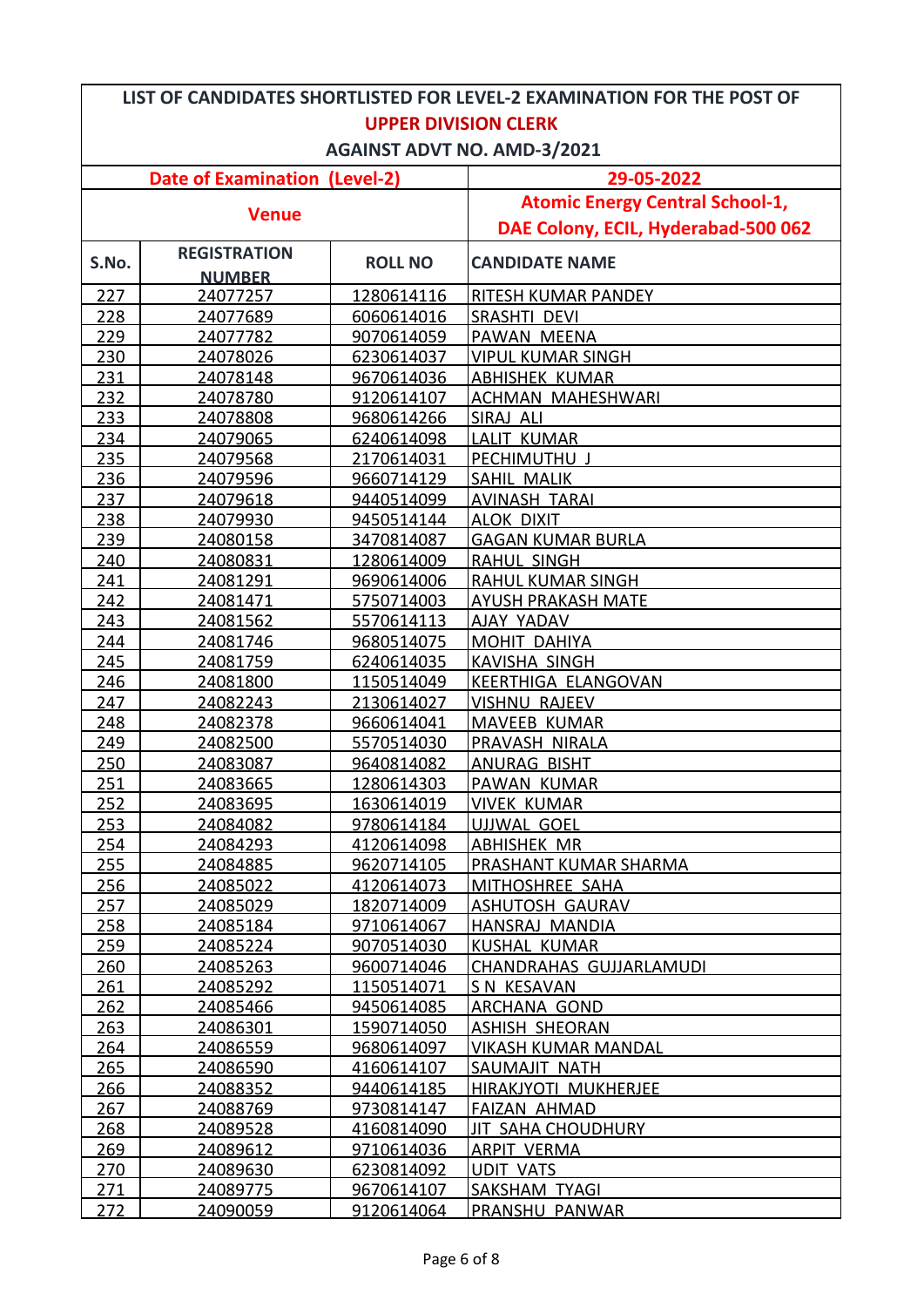# LIST OF CANDIDATES SHORTLISTED FOR LEVEL-2 EXAMINATION FOR THE POST OF

## UPPER DIVISION CLERK

### AGAINST ADVT NO. AMD-3/2021

| Date of Examination (Level-2) | | | 29-05-2022 |
|---|---|---|---|
| **Venue** | | | **Atomic Energy Central School-1, DAE Colony, ECIL, Hyderabad-500 062** |
| **S.No.** | **REGISTRATION NUMBER** | **ROLL NO** | **CANDIDATE NAME** |
| 227 | 24077257 | 1280614116 | RITESH KUMAR PANDEY |
| 228 | 24077689 | 6060614016 | SRASHTI DEVI |
| 229 | 24077782 | 9070614059 | PAWAN MEENA |
| 230 | 24078026 | 6230614037 | VIPUL KUMAR SINGH |
| 231 | 24078148 | 9670614036 | ABHISHEK KUMAR |
| 232 | 24078780 | 9120614107 | ACHMAN MAHESHWARI |
| 233 | 24078808 | 9680614266 | SIRAJ ALI |
| 234 | 24079065 | 6240614098 | LALIT KUMAR |
| 235 | 24079568 | 2170614031 | PECHIMUTHU J |
| 236 | 24079596 | 9660714129 | SAHIL MALIK |
| 237 | 24079618 | 9440514099 | AVINASH TARAI |
| 238 | 24079930 | 9450514144 | ALOK DIXIT |
| 239 | 24080158 | 3470814087 | GAGAN KUMAR BURLA |
| 240 | 24080831 | 1280614009 | RAHUL SINGH |
| 241 | 24081291 | 9690614006 | RAHUL KUMAR SINGH |
| 242 | 24081471 | 5750714003 | AYUSH PRAKASH MATE |
| 243 | 24081562 | 5570614113 | AJAY YADAV |
| 244 | 24081746 | 9680514075 | MOHIT DAHIYA |
| 245 | 24081759 | 6240614035 | KAVISHA SINGH |
| 246 | 24081800 | 1150514049 | KEERTHIGA ELANGOVAN |
| 247 | 24082243 | 2130614027 | VISHNU RAJEEV |
| 248 | 24082378 | 9660614041 | MAVEEB KUMAR |
| 249 | 24082500 | 5570514030 | PRAVASH NIRALA |
| 250 | 24083087 | 9640814082 | ANURAG BISHT |
| 251 | 24083665 | 1280614303 | PAWAN KUMAR |
| 252 | 24083695 | 1630614019 | VIVEK KUMAR |
| 253 | 24084082 | 9780614184 | UJJWAL GOEL |
| 254 | 24084293 | 4120614098 | ABHISHEK MR |
| 255 | 24084885 | 9620714105 | PRASHANT KUMAR SHARMA |
| 256 | 24085022 | 4120614073 | MITHOSHREE SAHA |
| 257 | 24085029 | 1820714009 | ASHUTOSH GAURAV |
| 258 | 24085184 | 9710614067 | HANSRAJ MANDIA |
| 259 | 24085224 | 9070514030 | KUSHAL KUMAR |
| 260 | 24085263 | 9600714046 | CHANDRAHAS GUJJARLAMUDI |
| 261 | 24085292 | 1150514071 | S N KESAVAN |
| 262 | 24085466 | 9450614085 | ARCHANA GOND |
| 263 | 24086301 | 1590714050 | ASHISH SHEORAN |
| 264 | 24086559 | 9680614097 | VIKASH KUMAR MANDAL |
| 265 | 24086590 | 4160614107 | SAUMAJIT NATH |
| 266 | 24088352 | 9440614185 | HIRAKJYOTI MUKHERJEE |
| 267 | 24088769 | 9730814147 | FAIZAN AHMAD |
| 268 | 24089528 | 4160814090 | JIT SAHA CHOUDHURY |
| 269 | 24089612 | 9710614036 | ARPIT VERMA |
| 270 | 24089630 | 6230814092 | UDIT VATS |
| 271 | 24089775 | 9670614107 | SAKSHAM TYAGI |
| 272 | 24090059 | 9120614064 | PRANSHU PANWAR |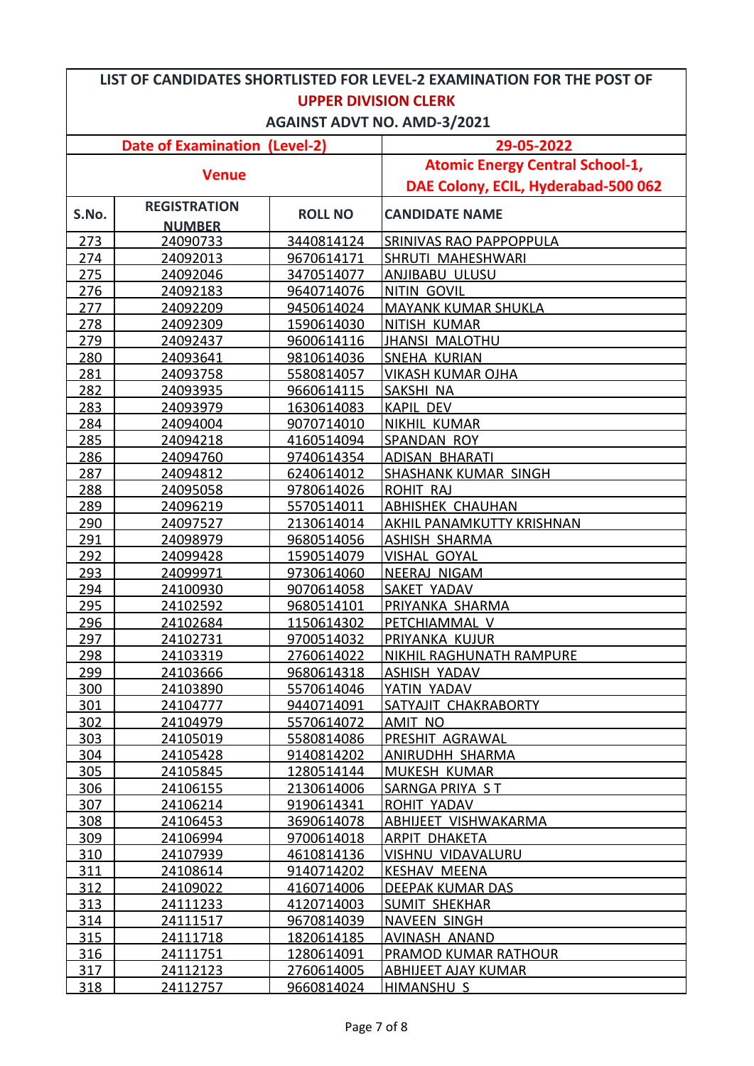# LIST OF CANDIDATES SHORTLISTED FOR LEVEL-2 EXAMINATION FOR THE POST OF

## UPPER DIVISION CLERK

## AGAINST ADVT NO. AMD-3/2021

| **Date of Examination (Level-2)** | **29-05-2022** |
|---|---|
| **Venue** | **Atomic Energy Central School-1, DAE Colony, ECIL, Hyderabad-500 062** |

| S.No. | REGISTRATION NUMBER | ROLL NO | CANDIDATE NAME |
|---|---|---|---|
| 273 | 24090733 | 3440814124 | SRINIVAS RAO PAPPOPPULA |
| 274 | 24092013 | 9670614171 | SHRUTI MAHESHWARI |
| 275 | 24092046 | 3470514077 | ANJIBABU ULUSU |
| 276 | 24092183 | 9640714076 | NITIN GOVIL |
| 277 | 24092209 | 9450614024 | MAYANK KUMAR SHUKLA |
| 278 | 24092309 | 1590614030 | NITISH KUMAR |
| 279 | 24092437 | 9600614116 | JHANSI MALOTHU |
| 280 | 24093641 | 9810614036 | SNEHA KURIAN |
| 281 | 24093758 | 5580814057 | VIKASH KUMAR OJHA |
| 282 | 24093935 | 9660614115 | SAKSHI NA |
| 283 | 24093979 | 1630614083 | KAPIL DEV |
| 284 | 24094004 | 9070714010 | NIKHIL KUMAR |
| 285 | 24094218 | 4160514094 | SPANDAN ROY |
| 286 | 24094760 | 9740614354 | ADISAN BHARATI |
| 287 | 24094812 | 6240614012 | SHASHANK KUMAR SINGH |
| 288 | 24095058 | 9780614026 | ROHIT RAJ |
| 289 | 24096219 | 5570514011 | ABHISHEK CHAUHAN |
| 290 | 24097527 | 2130614014 | AKHIL PANAMKUTTY KRISHNAN |
| 291 | 24098979 | 9680514056 | ASHISH SHARMA |
| 292 | 24099428 | 1590514079 | VISHAL GOYAL |
| 293 | 24099971 | 9730614060 | NEERAJ NIGAM |
| 294 | 24100930 | 9070614058 | SAKET YADAV |
| 295 | 24102592 | 9680514101 | PRIYANKA SHARMA |
| 296 | 24102684 | 1150614302 | PETCHIAMMAL V |
| 297 | 24102731 | 9700514032 | PRIYANKA KUJUR |
| 298 | 24103319 | 2760614022 | NIKHIL RAGHUNATH RAMPURE |
| 299 | 24103666 | 9680614318 | ASHISH YADAV |
| 300 | 24103890 | 5570614046 | YATIN YADAV |
| 301 | 24104777 | 9440714091 | SATYAJIT CHAKRABORTY |
| 302 | 24104979 | 5570614072 | AMIT NO |
| 303 | 24105019 | 5580814086 | PRESHIT AGRAWAL |
| 304 | 24105428 | 9140814202 | ANIRUDHH SHARMA |
| 305 | 24105845 | 1280514144 | MUKESH KUMAR |
| 306 | 24106155 | 2130614006 | SARNGA PRIYA S T |
| 307 | 24106214 | 9190614341 | ROHIT YADAV |
| 308 | 24106453 | 3690614078 | ABHIJEET VISHWAKARMA |
| 309 | 24106994 | 9700614018 | ARPIT DHAKETA |
| 310 | 24107939 | 4610814136 | VISHNU VIDAVALURU |
| 311 | 24108614 | 9140714202 | KESHAV MEENA |
| 312 | 24109022 | 4160714006 | DEEPAK KUMAR DAS |
| 313 | 24111233 | 4120714003 | SUMIT SHEKHAR |
| 314 | 24111517 | 9670814039 | NAVEEN SINGH |
| 315 | 24111718 | 1820614185 | AVINASH ANAND |
| 316 | 24111751 | 1280614091 | PRAMOD KUMAR RATHOUR |
| 317 | 24112123 | 2760614005 | ABHIJEET AJAY KUMAR |
| 318 | 24112757 | 9660814024 | HIMANSHU S |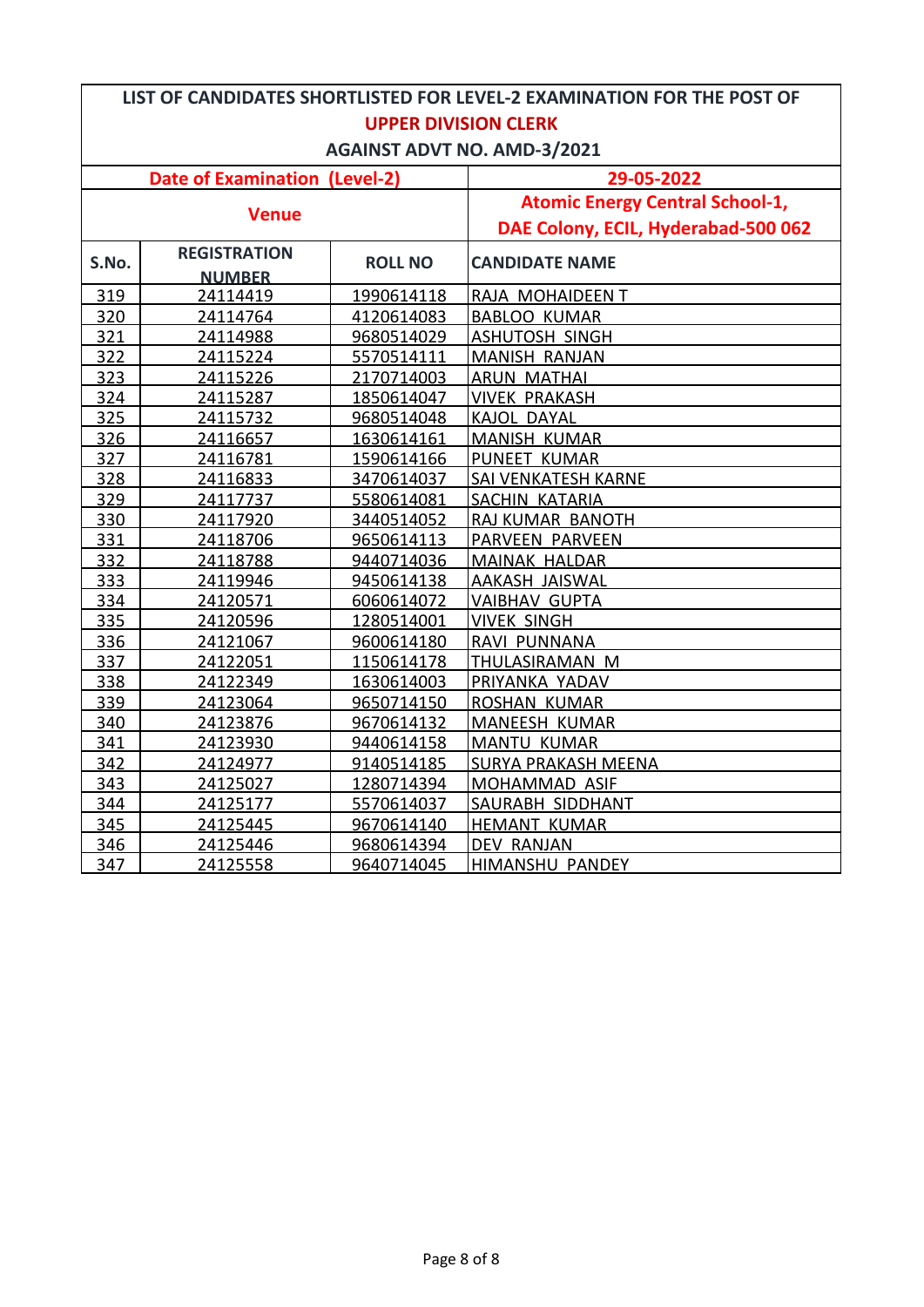## LIST OF CANDIDATES SHORTLISTED FOR LEVEL-2 EXAMINATION FOR THE POST OF

## UPPER DIVISION CLERK

## AGAINST ADVT NO. AMD-3/2021

| **Date of Examination (Level-2)** | | | **29-05-2022** |
|---|---|---|---|
| **Venue** | | | **Atomic Energy Central School-1, DAE Colony, ECIL, Hyderabad-500 062** |
| **S.No.** | **REGISTRATION NUMBER** | **ROLL NO** | **CANDIDATE NAME** |
| 319 | 24114419 | 1990614118 | RAJA MOHAIDEEN T |
| 320 | 24114764 | 4120614083 | BABLOO KUMAR |
| 321 | 24114988 | 9680514029 | ASHUTOSH SINGH |
| 322 | 24115224 | 5570514111 | MANISH RANJAN |
| 323 | 24115226 | 2170714003 | ARUN MATHAI |
| 324 | 24115287 | 1850614047 | VIVEK PRAKASH |
| 325 | 24115732 | 9680514048 | KAJOL DAYAL |
| 326 | 24116657 | 1630614161 | MANISH KUMAR |
| 327 | 24116781 | 1590614166 | PUNEET KUMAR |
| 328 | 24116833 | 3470614037 | SAI VENKATESH KARNE |
| 329 | 24117737 | 5580614081 | SACHIN KATARIA |
| 330 | 24117920 | 3440514052 | RAJ KUMAR BANOTH |
| 331 | 24118706 | 9650614113 | PARVEEN PARVEEN |
| 332 | 24118788 | 9440714036 | MAINAK HALDAR |
| 333 | 24119946 | 9450614138 | AAKASH JAISWAL |
| 334 | 24120571 | 6060614072 | VAIBHAV GUPTA |
| 335 | 24120596 | 1280514001 | VIVEK SINGH |
| 336 | 24121067 | 9600614180 | RAVI PUNNANA |
| 337 | 24122051 | 1150614178 | THULASIRAMAN M |
| 338 | 24122349 | 1630614003 | PRIYANKA YADAV |
| 339 | 24123064 | 9650714150 | ROSHAN KUMAR |
| 340 | 24123876 | 9670614132 | MANEESH KUMAR |
| 341 | 24123930 | 9440614158 | MANTU KUMAR |
| 342 | 24124977 | 9140514185 | SURYA PRAKASH MEENA |
| 343 | 24125027 | 1280714394 | MOHAMMAD ASIF |
| 344 | 24125177 | 5570614037 | SAURABH SIDDHANT |
| 345 | 24125445 | 9670614140 | HEMANT KUMAR |
| 346 | 24125446 | 9680614394 | DEV RANJAN |
| 347 | 24125558 | 9640714045 | HIMANSHU PANDEY |